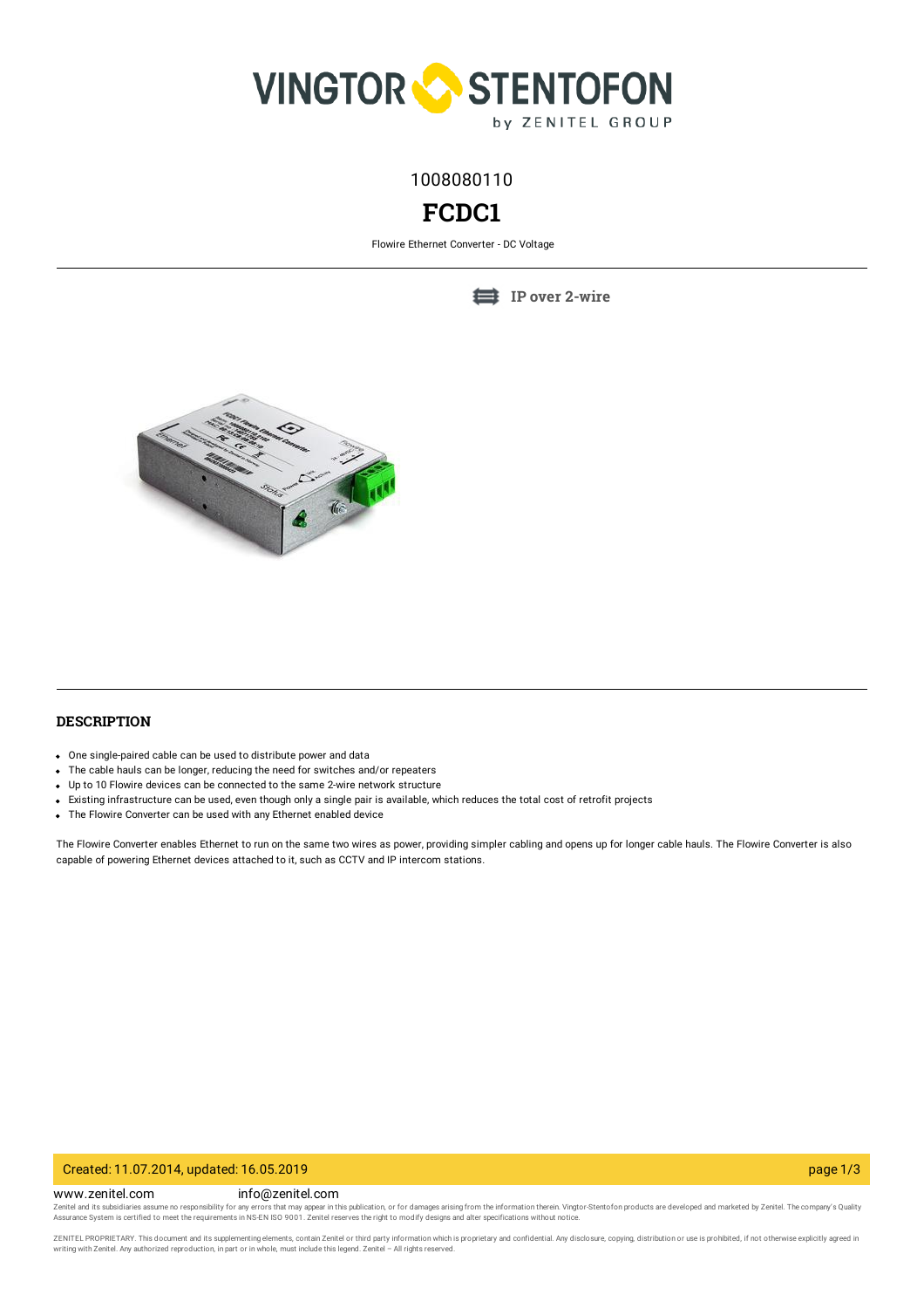1008080110

# FCDC1

Flowire Ethernet Converter - DC Voltage

IP over 2-wire

## DESCRIPTION

- One single-paired cable can be used to distribute power and data
- The cable hauls can be longer, reducing the need for switches and/or repeaters
- Up to 10 Flowire devices can be connected to the same 2-wire network structure
- Existing infrastructure can be used, even though only a single pair is available, which reduces the total cost of retrofit projects
- The Flowire Converter can be used with any Ethernet enabled device

The Flowire Converter enables Ethernet to run on the same two wires as power, providing simpler cabling and opens up for longer cable hauls. The Flowire Converter is also capable of powering Ethernet devices attached to it, such as CCTV and IP intercom stations.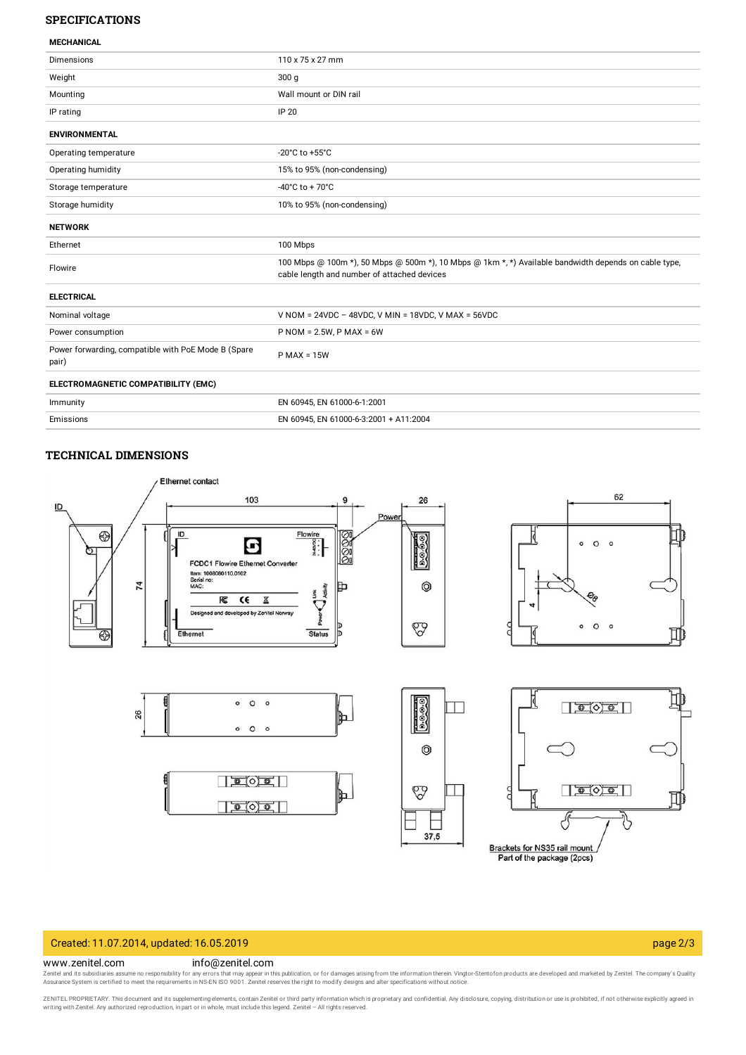## SPECIFICATIONS

| MECHANICAL | |
|---|---|
| Dimensions | 110 x 75 x 27 mm |
| Weight | 300 g |
| Mounting | Wall mount or DIN rail |
| IP rating | IP 20 |
| **ENVIRONMENTAL** | |
| Operating temperature | -20°C to +55°C |
| Operating humidity | 15% to 95% (non-condensing) |
| Storage temperature | -40°C to + 70°C |
| Storage humidity | 10% to 95% (non-condensing) |
| **NETWORK** | |
| Ethernet | 100 Mbps |
| Flowire | 100 Mbps @ 100m *), 50 Mbps @ 500m *), 10 Mbps @ 1km *, *) Available bandwidth depends on cable type, cable length and number of attached devices |
| **ELECTRICAL** | |
| Nominal voltage | V NOM = 24VDC – 48VDC, V MIN = 18VDC, V MAX = 56VDC |
| Power consumption | P NOM = 2.5W, P MAX = 6W |
| Power forwarding, compatible with PoE Mode B (Spare pair) | P MAX = 15W |
| **ELECTROMAGNETIC COMPATIBILITY (EMC)** | |
| Immunity | EN 60945, EN 61000-6-1:2001 |
| Emissions | EN 60945, EN 61000-6-3:2001 + A11:2004 |

## TECHNICAL DIMENSIONS

Ethernet contact

ID

103

9

26

Power

62

74

FCDC1 Flowire Ethernet Converter

Item: 1008080110.0102

Serial no:

MAC:

Designed and developed by Zenitel Norway

Ethernet

Status

Flowire

Ø8

4

26

37,5

Brackets for NS35 rail mount
Part of the package (2pcs)

Created: 11.07.2014, updated: 16.05.2019

www.zenitel.com info@zenitel.com

Zenitel and its subsidiaries assume no responsibility for any errors that may appear in this publication, or for damages arising from the information therein. Vingtor-Stentofon products are developed and marketed by Zenitel. The company's Quality Assurance System is certified to meet the requirements in NS-EN ISO 9001. Zenitel reserves the right to modify designs and alter specifications without notice.

ZENITEL PROPRIETARY. This document and its supplementing elements, contain Zenitel or third party information which is proprietary and confidential. Any disclosure, copying, distribution or use is prohibited, if not otherwise explicitly agreed in writing with Zenitel. Any authorized reproduction, in part or in whole, must include this legend. Zenitel – All rights reserved.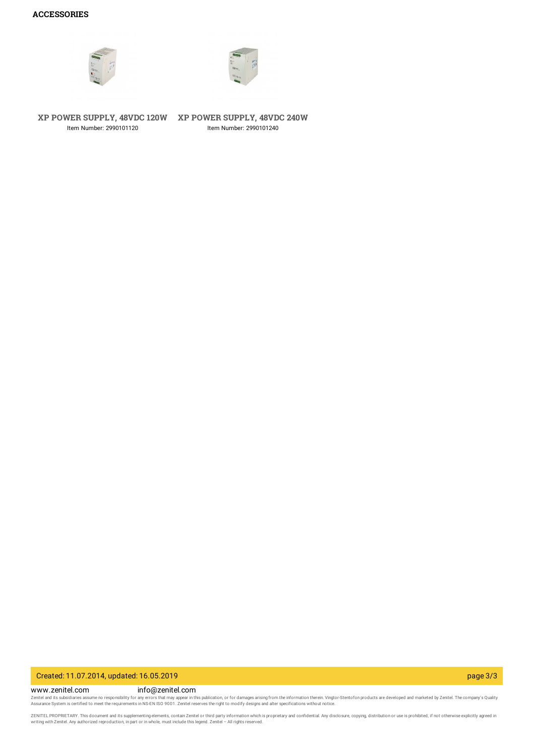## ACCESSORIES

**XP POWER SUPPLY, 48VDC 120W**
Item Number: 2990101120

**XP POWER SUPPLY, 48VDC 240W**
Item Number: 2990101240

Created: 11.07.2014, updated: 16.05.2019

www.zenitel.com info@zenitel.com

Zenitel and its subsidiaries assume no responsibility for any errors that may appear in this publication, or for damages arising from the information therein. Vingtor-Stentofon products are developed and marketed by Zenitel. The company's Quality Assurance System is certified to meet the requirements in NS-EN ISO 9001. Zenitel reserves the right to modify designs and alter specifications without notice.

ZENITEL PROPRIETARY. This document and its supplementing elements, contain Zenitel or third party information which is proprietary and confidential. Any disclosure, copying, distribution or use is prohibited, if not otherwise explicitly agreed in writing with Zenitel. Any authorized reproduction, in part or in whole, must include this legend. Zenitel – All rights reserved.